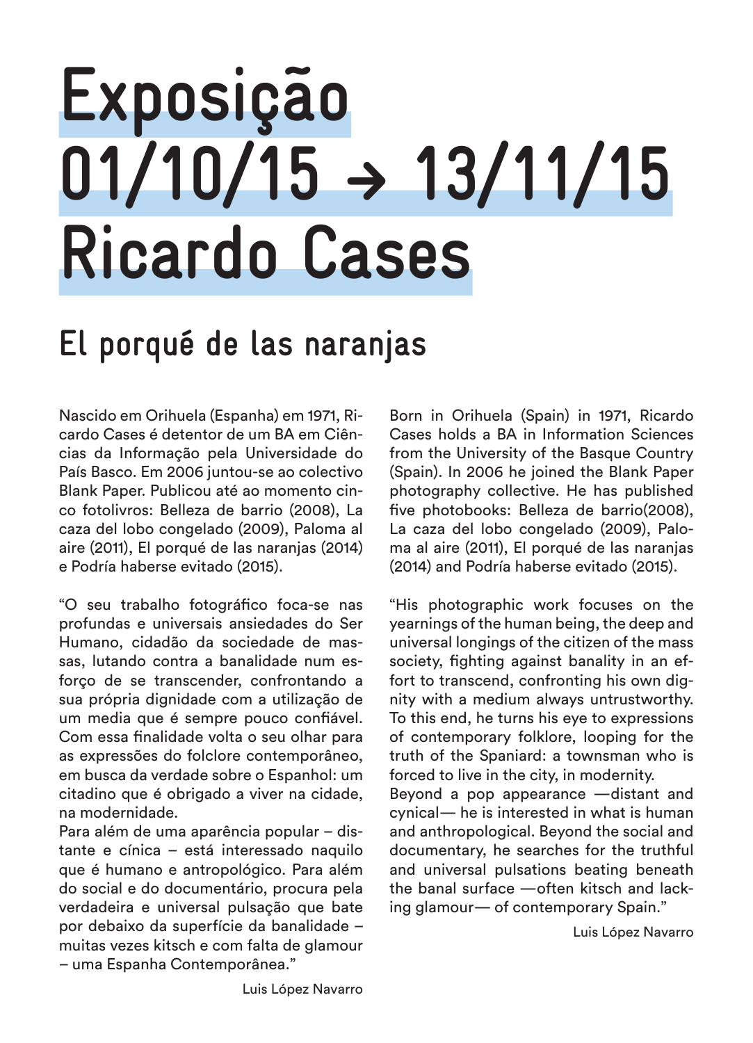# Exposição
# 01/10/15 → 13/11/15
# Ricardo Cases

## El porqué de las naranjas

Nascido em Orihuela (Espanha) em 1971, Ricardo Cases é detentor de um BA em Ciências da Informação pela Universidade do País Basco. Em 2006 juntou-se ao colectivo Blank Paper. Publicou até ao momento cinco fotolivros: Belleza de barrio (2008), La caza del lobo congelado (2009), Paloma al aire (2011), El porqué de las naranjas (2014) e Podría haberse evitado (2015).

"O seu trabalho fotográfico foca-se nas profundas e universais ansiedades do Ser Humano, cidadão da sociedade de massas, lutando contra a banalidade num esforço de se transcender, confrontando a sua própria dignidade com a utilização de um media que é sempre pouco confiável. Com essa finalidade volta o seu olhar para as expressões do folclore contemporâneo, em busca da verdade sobre o Espanhol: um citadino que é obrigado a viver na cidade, na modernidade.
Para além de uma aparência popular – distante e cínica – está interessado naquilo que é humano e antropológico. Para além do social e do documentário, procura pela verdadeira e universal pulsação que bate por debaixo da superfície da banalidade – muitas vezes kitsch e com falta de glamour – uma Espanha Contemporânea."

Luis López Navarro

Born in Orihuela (Spain) in 1971, Ricardo Cases holds a BA in Information Sciences from the University of the Basque Country (Spain). In 2006 he joined the Blank Paper photography collective. He has published five photobooks: Belleza de barrio(2008), La caza del lobo congelado (2009), Paloma al aire (2011), El porqué de las naranjas (2014) and Podría haberse evitado (2015).

"His photographic work focuses on the yearnings of the human being, the deep and universal longings of the citizen of the mass society, fighting against banality in an effort to transcend, confronting his own dignity with a medium always untrustworthy. To this end, he turns his eye to expressions of contemporary folklore, looping for the truth of the Spaniard: a townsman who is forced to live in the city, in modernity.
Beyond a pop appearance —distant and cynical— he is interested in what is human and anthropological. Beyond the social and documentary, he searches for the truthful and universal pulsations beating beneath the banal surface —often kitsch and lacking glamour— of contemporary Spain."

Luis López Navarro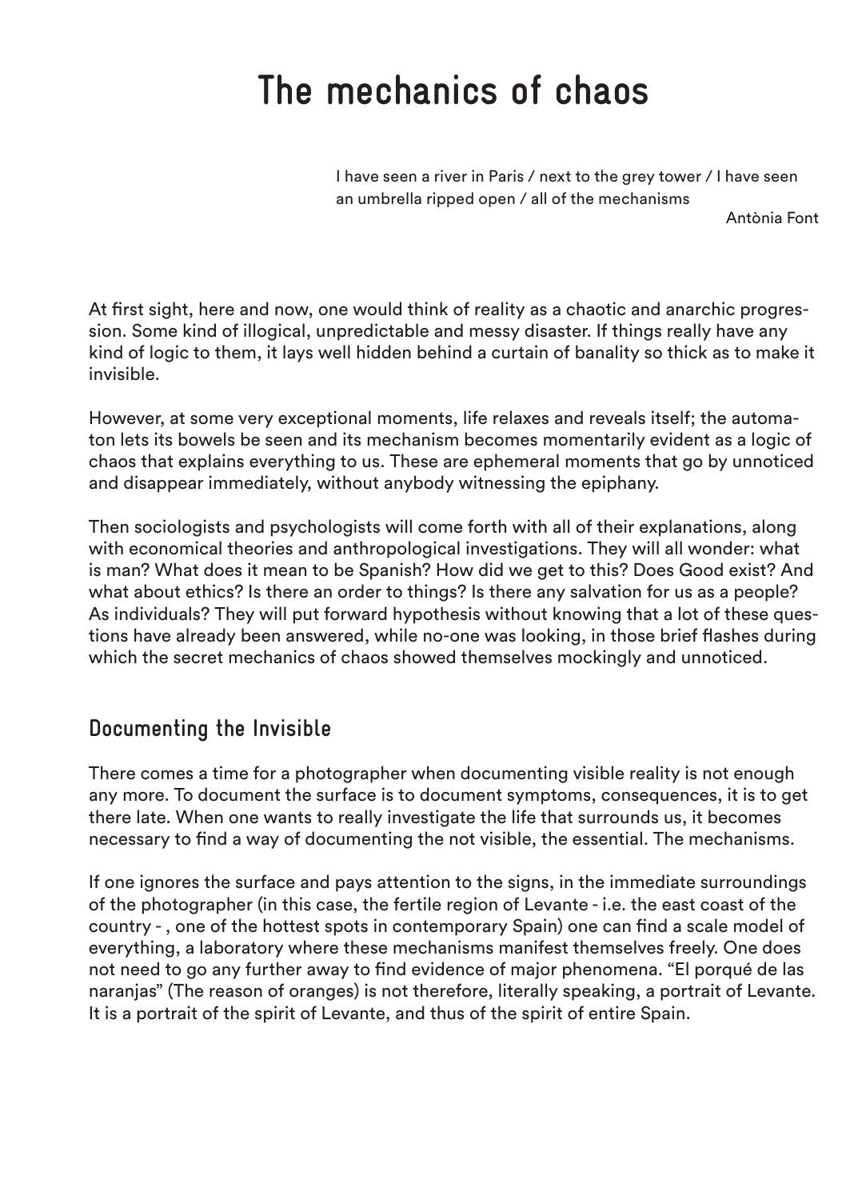# The mechanics of chaos

> I have seen a river in Paris / next to the grey tower / I have seen an umbrella ripped open / all of the mechanisms
>
> Antònia Font

At first sight, here and now, one would think of reality as a chaotic and anarchic progression. Some kind of illogical, unpredictable and messy disaster. If things really have any kind of logic to them, it lays well hidden behind a curtain of banality so thick as to make it invisible.

However, at some very exceptional moments, life relaxes and reveals itself; the automaton lets its bowels be seen and its mechanism becomes momentarily evident as a logic of chaos that explains everything to us. These are ephemeral moments that go by unnoticed and disappear immediately, without anybody witnessing the epiphany.

Then sociologists and psychologists will come forth with all of their explanations, along with economical theories and anthropological investigations. They will all wonder: what is man? What does it mean to be Spanish? How did we get to this? Does Good exist? And what about ethics? Is there an order to things? Is there any salvation for us as a people? As individuals? They will put forward hypothesis without knowing that a lot of these questions have already been answered, while no-one was looking, in those brief flashes during which the secret mechanics of chaos showed themselves mockingly and unnoticed.

## Documenting the Invisible

There comes a time for a photographer when documenting visible reality is not enough any more. To document the surface is to document symptoms, consequences, it is to get there late. When one wants to really investigate the life that surrounds us, it becomes necessary to find a way of documenting the not visible, the essential. The mechanisms.

If one ignores the surface and pays attention to the signs, in the immediate surroundings of the photographer (in this case, the fertile region of Levante - i.e. the east coast of the country - , one of the hottest spots in contemporary Spain) one can find a scale model of everything, a laboratory where these mechanisms manifest themselves freely. One does not need to go any further away to find evidence of major phenomena. “El porqué de las naranjas” (The reason of oranges) is not therefore, literally speaking, a portrait of Levante. It is a portrait of the spirit of Levante, and thus of the spirit of entire Spain.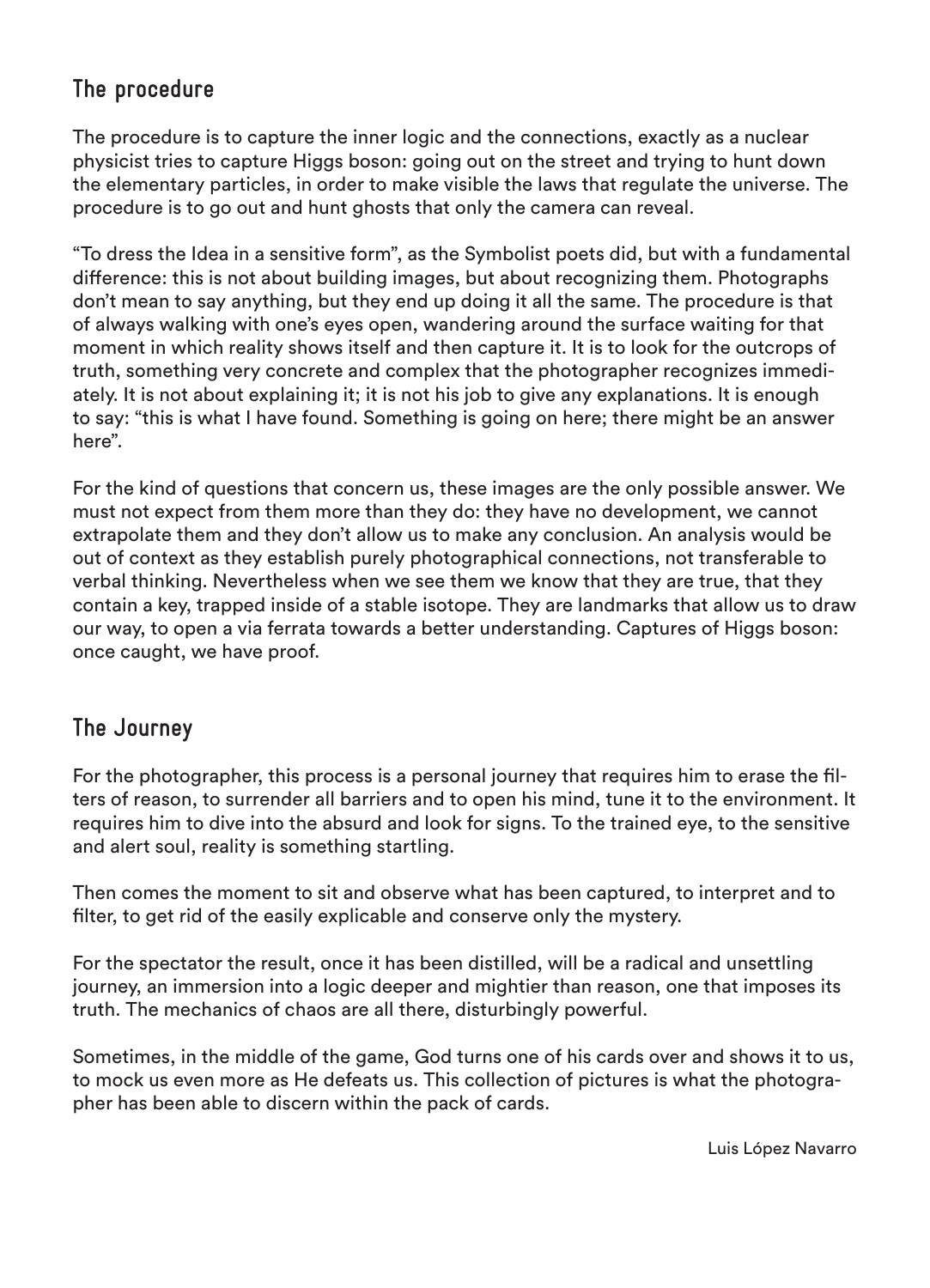## The procedure

The procedure is to capture the inner logic and the connections, exactly as a nuclear physicist tries to capture Higgs boson: going out on the street and trying to hunt down the elementary particles, in order to make visible the laws that regulate the universe. The procedure is to go out and hunt ghosts that only the camera can reveal.

"To dress the Idea in a sensitive form", as the Symbolist poets did, but with a fundamental difference: this is not about building images, but about recognizing them. Photographs don't mean to say anything, but they end up doing it all the same. The procedure is that of always walking with one's eyes open, wandering around the surface waiting for that moment in which reality shows itself and then capture it. It is to look for the outcrops of truth, something very concrete and complex that the photographer recognizes immediately. It is not about explaining it; it is not his job to give any explanations. It is enough to say: "this is what I have found. Something is going on here; there might be an answer here".

For the kind of questions that concern us, these images are the only possible answer. We must not expect from them more than they do: they have no development, we cannot extrapolate them and they don't allow us to make any conclusion. An analysis would be out of context as they establish purely photographical connections, not transferable to verbal thinking. Nevertheless when we see them we know that they are true, that they contain a key, trapped inside of a stable isotope. They are landmarks that allow us to draw our way, to open a via ferrata towards a better understanding. Captures of Higgs boson: once caught, we have proof.

## The Journey

For the photographer, this process is a personal journey that requires him to erase the filters of reason, to surrender all barriers and to open his mind, tune it to the environment. It requires him to dive into the absurd and look for signs. To the trained eye, to the sensitive and alert soul, reality is something startling.

Then comes the moment to sit and observe what has been captured, to interpret and to filter, to get rid of the easily explicable and conserve only the mystery.

For the spectator the result, once it has been distilled, will be a radical and unsettling journey, an immersion into a logic deeper and mightier than reason, one that imposes its truth. The mechanics of chaos are all there, disturbingly powerful.

Sometimes, in the middle of the game, God turns one of his cards over and shows it to us, to mock us even more as He defeats us. This collection of pictures is what the photographer has been able to discern within the pack of cards.

Luis López Navarro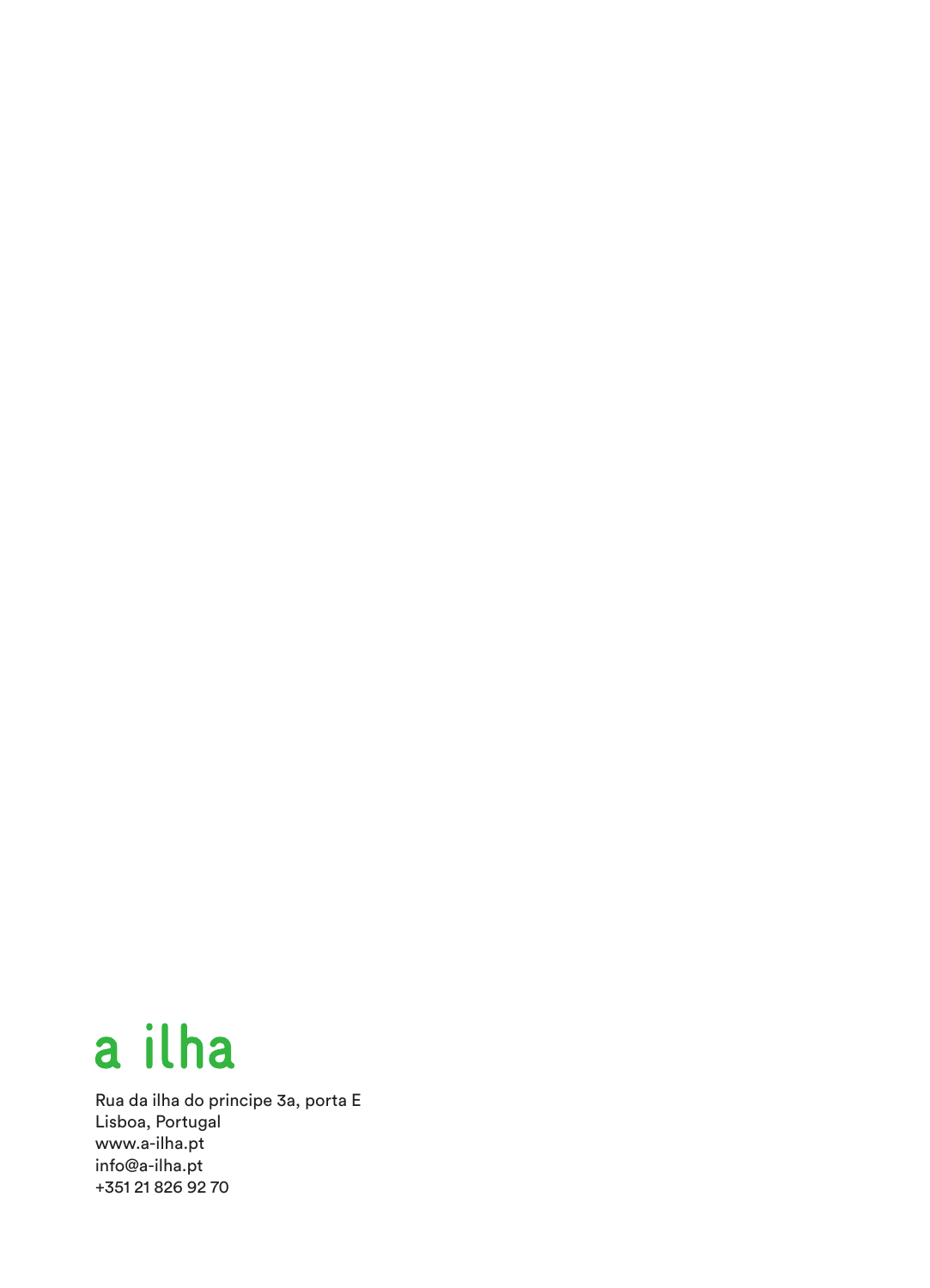a ilha

Rua da ilha do principe 3a, porta E
Lisboa, Portugal
www.a-ilha.pt
info@a-ilha.pt
+351 21 826 92 70